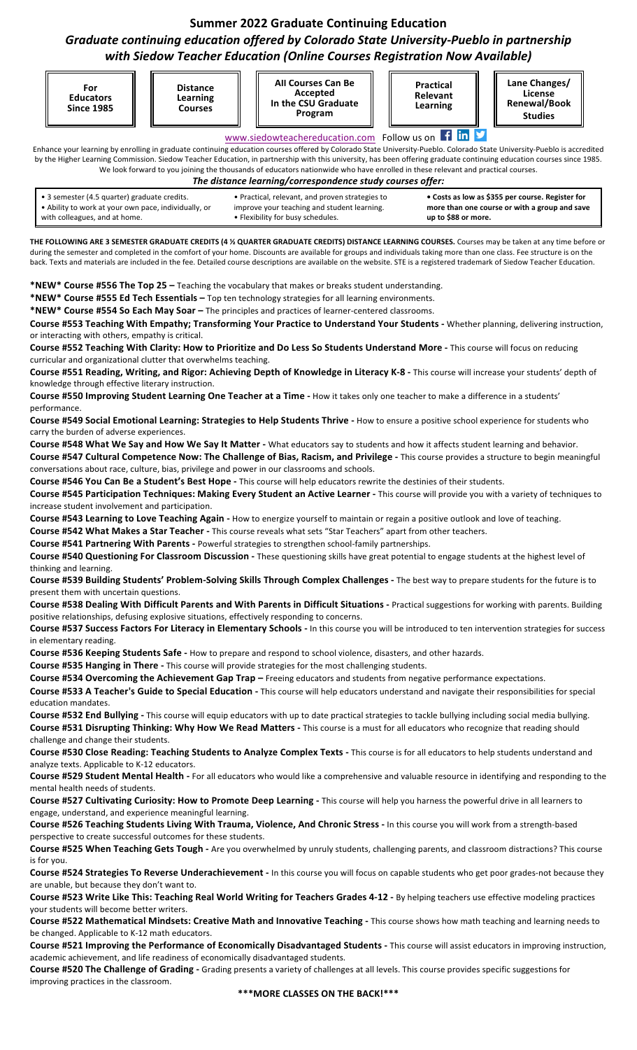# Summer 2022 Graduate Continuing Education

## *Graduate continuing education offered by Colorado State University-Pueblo in partnership with Siedow Teacher Education (Online Courses Registration Now Available)*

| For Educators Since 1985 | Distance Learning Courses | All Courses Can Be Accepted In the CSU Graduate Program | Practical Relevant Learning | Lane Changes/ License Renewal/Book Studies |
|---|---|---|---|---|

www.siedowteachereducation.com Follow us on

Enhance your learning by enrolling in graduate continuing education courses offered by Colorado State University-Pueblo. Colorado State University-Pueblo is accredited by the Higher Learning Commission. Siedow Teacher Education, in partnership with this university, has been offering graduate continuing education courses since 1985. We look forward to you joining the thousands of educators nationwide who have enrolled in these relevant and practical courses.

***The distance learning/correspondence study courses offer:***

- 3 semester (4.5 quarter) graduate credits.
- Ability to work at your own pace, individually, or with colleagues, and at home.
- Practical, relevant, and proven strategies to improve your teaching and student learning.
- Flexibility for busy schedules.
- **Costs as low as $355 per course. Register for more than one course or with a group and save up to $88 or more.**

**THE FOLLOWING ARE 3 SEMESTER GRADUATE CREDITS (4 ½ QUARTER GRADUATE CREDITS) DISTANCE LEARNING COURSES.** Courses may be taken at any time before or during the semester and completed in the comfort of your home. Discounts are available for groups and individuals taking more than one class. Fee structure is on the back. Texts and materials are included in the fee. Detailed course descriptions are available on the website. STE is a registered trademark of Siedow Teacher Education.

**\*NEW\* Course #556 The Top 25 –** Teaching the vocabulary that makes or breaks student understanding.

**\*NEW\* Course #555 Ed Tech Essentials –** Top ten technology strategies for all learning environments.

**\*NEW\* Course #554 So Each May Soar –** The principles and practices of learner-centered classrooms.

**Course #553 Teaching With Empathy; Transforming Your Practice to Understand Your Students -** Whether planning, delivering instruction, or interacting with others, empathy is critical.

**Course #552 Teaching With Clarity: How to Prioritize and Do Less So Students Understand More -** This course will focus on reducing curricular and organizational clutter that overwhelms teaching.

**Course #551 Reading, Writing, and Rigor: Achieving Depth of Knowledge in Literacy K-8 -** This course will increase your students' depth of knowledge through effective literary instruction.

**Course #550 Improving Student Learning One Teacher at a Time -** How it takes only one teacher to make a difference in a students' performance.

**Course #549 Social Emotional Learning: Strategies to Help Students Thrive -** How to ensure a positive school experience for students who carry the burden of adverse experiences.

**Course #548 What We Say and How We Say It Matter -** What educators say to students and how it affects student learning and behavior.

**Course #547 Cultural Competence Now: The Challenge of Bias, Racism, and Privilege -** This course provides a structure to begin meaningful conversations about race, culture, bias, privilege and power in our classrooms and schools.

**Course #546 You Can Be a Student's Best Hope -** This course will help educators rewrite the destinies of their students.

**Course #545 Participation Techniques: Making Every Student an Active Learner -** This course will provide you with a variety of techniques to increase student involvement and participation.

**Course #543 Learning to Love Teaching Again -** How to energize yourself to maintain or regain a positive outlook and love of teaching.

**Course #542 What Makes a Star Teacher -** This course reveals what sets "Star Teachers" apart from other teachers.

**Course #541 Partnering With Parents -** Powerful strategies to strengthen school-family partnerships.

**Course #540 Questioning For Classroom Discussion -** These questioning skills have great potential to engage students at the highest level of thinking and learning.

**Course #539 Building Students' Problem-Solving Skills Through Complex Challenges -** The best way to prepare students for the future is to present them with uncertain questions.

**Course #538 Dealing With Difficult Parents and With Parents in Difficult Situations -** Practical suggestions for working with parents. Building positive relationships, defusing explosive situations, effectively responding to concerns.

**Course #537 Success Factors For Literacy in Elementary Schools -** In this course you will be introduced to ten intervention strategies for success in elementary reading.

**Course #536 Keeping Students Safe -** How to prepare and respond to school violence, disasters, and other hazards.

**Course #535 Hanging in There -** This course will provide strategies for the most challenging students.

**Course #534 Overcoming the Achievement Gap Trap –** Freeing educators and students from negative performance expectations.

**Course #533 A Teacher's Guide to Special Education -** This course will help educators understand and navigate their responsibilities for special education mandates.

**Course #532 End Bullying -** This course will equip educators with up to date practical strategies to tackle bullying including social media bullying.

**Course #531 Disrupting Thinking: Why How We Read Matters -** This course is a must for all educators who recognize that reading should challenge and change their students.

**Course #530 Close Reading: Teaching Students to Analyze Complex Texts -** This course is for all educators to help students understand and analyze texts. Applicable to K-12 educators.

**Course #529 Student Mental Health -** For all educators who would like a comprehensive and valuable resource in identifying and responding to the mental health needs of students.

**Course #527 Cultivating Curiosity: How to Promote Deep Learning -** This course will help you harness the powerful drive in all learners to engage, understand, and experience meaningful learning.

**Course #526 Teaching Students Living With Trauma, Violence, And Chronic Stress -** In this course you will work from a strength-based perspective to create successful outcomes for these students.

**Course #525 When Teaching Gets Tough -** Are you overwhelmed by unruly students, challenging parents, and classroom distractions? This course is for you.

**Course #524 Strategies To Reverse Underachievement -** In this course you will focus on capable students who get poor grades-not because they are unable, but because they don't want to.

**Course #523 Write Like This: Teaching Real World Writing for Teachers Grades 4-12 -** By helping teachers use effective modeling practices your students will become better writers.

**Course #522 Mathematical Mindsets: Creative Math and Innovative Teaching -** This course shows how math teaching and learning needs to be changed. Applicable to K-12 math educators.

**Course #521 Improving the Performance of Economically Disadvantaged Students -** This course will assist educators in improving instruction, academic achievement, and life readiness of economically disadvantaged students.

**Course #520 The Challenge of Grading -** Grading presents a variety of challenges at all levels. This course provides specific suggestions for improving practices in the classroom.

**\*\*\*MORE CLASSES ON THE BACK!\*\*\***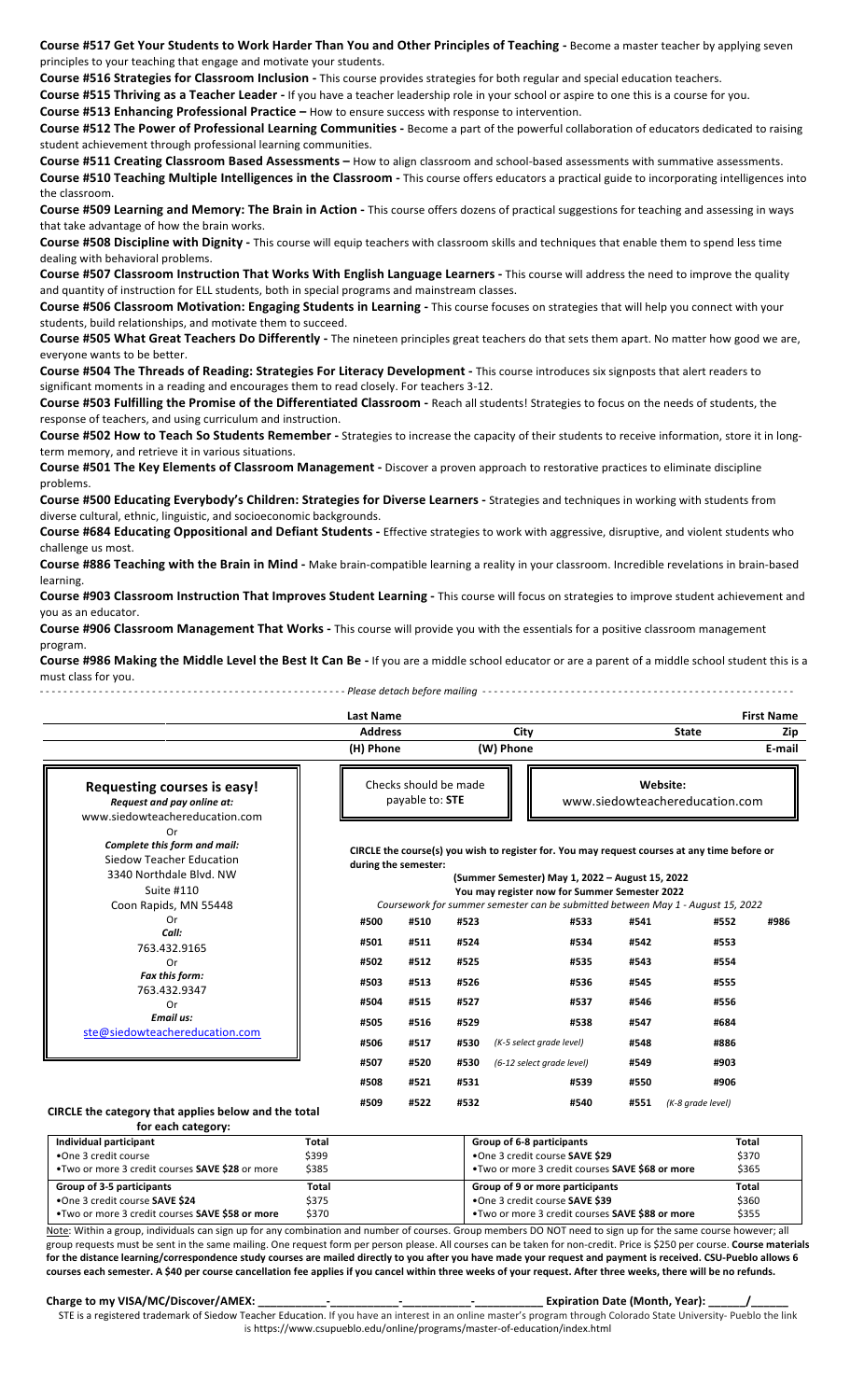**Course #517 Get Your Students to Work Harder Than You and Other Principles of Teaching -** Become a master teacher by applying seven principles to your teaching that engage and motivate your students.

**Course #516 Strategies for Classroom Inclusion -** This course provides strategies for both regular and special education teachers.

**Course #515 Thriving as a Teacher Leader -** If you have a teacher leadership role in your school or aspire to one this is a course for you.

**Course #513 Enhancing Professional Practice –** How to ensure success with response to intervention.

**Course #512 The Power of Professional Learning Communities -** Become a part of the powerful collaboration of educators dedicated to raising student achievement through professional learning communities.

**Course #511 Creating Classroom Based Assessments –** How to align classroom and school-based assessments with summative assessments.

**Course #510 Teaching Multiple Intelligences in the Classroom -** This course offers educators a practical guide to incorporating intelligences into the classroom.

**Course #509 Learning and Memory: The Brain in Action -** This course offers dozens of practical suggestions for teaching and assessing in ways that take advantage of how the brain works.

**Course #508 Discipline with Dignity -** This course will equip teachers with classroom skills and techniques that enable them to spend less time dealing with behavioral problems.

**Course #507 Classroom Instruction That Works With English Language Learners -** This course will address the need to improve the quality and quantity of instruction for ELL students, both in special programs and mainstream classes.

**Course #506 Classroom Motivation: Engaging Students in Learning -** This course focuses on strategies that will help you connect with your students, build relationships, and motivate them to succeed.

**Course #505 What Great Teachers Do Differently -** The nineteen principles great teachers do that sets them apart. No matter how good we are, everyone wants to be better.

**Course #504 The Threads of Reading: Strategies For Literacy Development -** This course introduces six signposts that alert readers to significant moments in a reading and encourages them to read closely. For teachers 3-12.

**Course #503 Fulfilling the Promise of the Differentiated Classroom -** Reach all students! Strategies to focus on the needs of students, the response of teachers, and using curriculum and instruction.

**Course #502 How to Teach So Students Remember -** Strategies to increase the capacity of their students to receive information, store it in long-term memory, and retrieve it in various situations.

**Course #501 The Key Elements of Classroom Management -** Discover a proven approach to restorative practices to eliminate discipline problems.

**Course #500 Educating Everybody's Children: Strategies for Diverse Learners -** Strategies and techniques in working with students from diverse cultural, ethnic, linguistic, and socioeconomic backgrounds.

**Course #684 Educating Oppositional and Defiant Students -** Effective strategies to work with aggressive, disruptive, and violent students who challenge us most.

**Course #886 Teaching with the Brain in Mind -** Make brain-compatible learning a reality in your classroom. Incredible revelations in brain-based learning.

**Course #903 Classroom Instruction That Improves Student Learning -** This course will focus on strategies to improve student achievement and you as an educator.

**Course #906 Classroom Management That Works -** This course will provide you with the essentials for a positive classroom management program.

**Course #986 Making the Middle Level the Best It Can Be -** If you are a middle school educator or are a parent of a middle school student this is a must class for you.

*Please detach before mailing*

| Last Name | | First Name |
|---|---|---|
| Address | City | State Zip |
| (H) Phone | (W) Phone | E-mail |

**Requesting courses is easy!**

*Request and pay online at:*
www.siedowteachereducation.com

Or

*Complete this form and mail:*
Siedow Teacher Education
3340 Northdale Blvd. NW
Suite #110
Coon Rapids, MN 55448

Or

*Call:*
763.432.9165

Or

*Fax this form:*
763.432.9347

Or

*Email us:*
ste@siedowteachereducation.com

Checks should be made payable to: **STE**

**Website:** www.siedowteachereducation.com

**CIRCLE the course(s) you wish to register for. You may request courses at any time before or during the semester:**

**(Summer Semester) May 1, 2022 – August 15, 2022**
**You may register now for Summer Semester 2022**
*Coursework for summer semester can be submitted between May 1 - August 15, 2022*

| | | | | | | |
|---|---|---|---|---|---|---|
| #500 | #510 | #523 | #533 | #541 | #552 | #986 |
| #501 | #511 | #524 | #534 | #542 | #553 | |
| #502 | #512 | #525 | #535 | #543 | #554 | |
| #503 | #513 | #526 | #536 | #545 | #555 | |
| #504 | #515 | #527 | #537 | #546 | #556 | |
| #505 | #516 | #529 | #538 | #547 | #684 | |
| #506 | #517 | #530 *(K-5 select grade level)* | | #548 | #886 | |
| #507 | #520 | #530 *(6-12 select grade level)* | | #549 | #903 | |
| #508 | #521 | #531 | #539 | #550 | #906 | |
| #509 | #522 | #532 | #540 | #551 *(K-8 grade level)* | | |

**CIRCLE the category that applies below and the total for each category:**

| Individual participant | Total | Group of 6-8 participants | Total |
|---|---|---|---|
| •One 3 credit course | $399 | •One 3 credit course **SAVE $29** | $370 |
| •Two or more 3 credit courses **SAVE $28** or more | $385 | •Two or more 3 credit courses **SAVE $68 or more** | $365 |
| **Group of 3-5 participants** | **Total** | **Group of 9 or more participants** | **Total** |
| •One 3 credit course **SAVE $24** | $375 | •One 3 credit course **SAVE $39** | $360 |
| •Two or more 3 credit courses **SAVE $58 or more** | $370 | •Two or more 3 credit courses **SAVE $88 or more** | $355 |

Note: Within a group, individuals can sign up for any combination and number of courses. Group members DO NOT need to sign up for the same course however; all group requests must be sent in the same mailing. One request form per person please. All courses can be taken for non-credit. Price is $250 per course. **Course materials for the distance learning/correspondence study courses are mailed directly to you after you have made your request and payment is received. CSU-Pueblo allows 6 courses each semester. A $40 per course cancellation fee applies if you cancel within three weeks of your request. After three weeks, there will be no refunds.**

**Charge to my VISA/MC/Discover/AMEX: \_\_\_\_\_\_\_\_\_\_\_-\_\_\_\_\_\_\_\_\_\_\_-\_\_\_\_\_\_\_\_\_\_\_-\_\_\_\_\_\_\_\_\_\_\_ Expiration Date (Month, Year): \_\_\_\_\_\_/\_\_\_\_\_\_**

STE is a registered trademark of Siedow Teacher Education. If you have an interest in an online master's program through Colorado State University- Pueblo the link is https://www.csupueblo.edu/online/programs/master-of-education/index.html